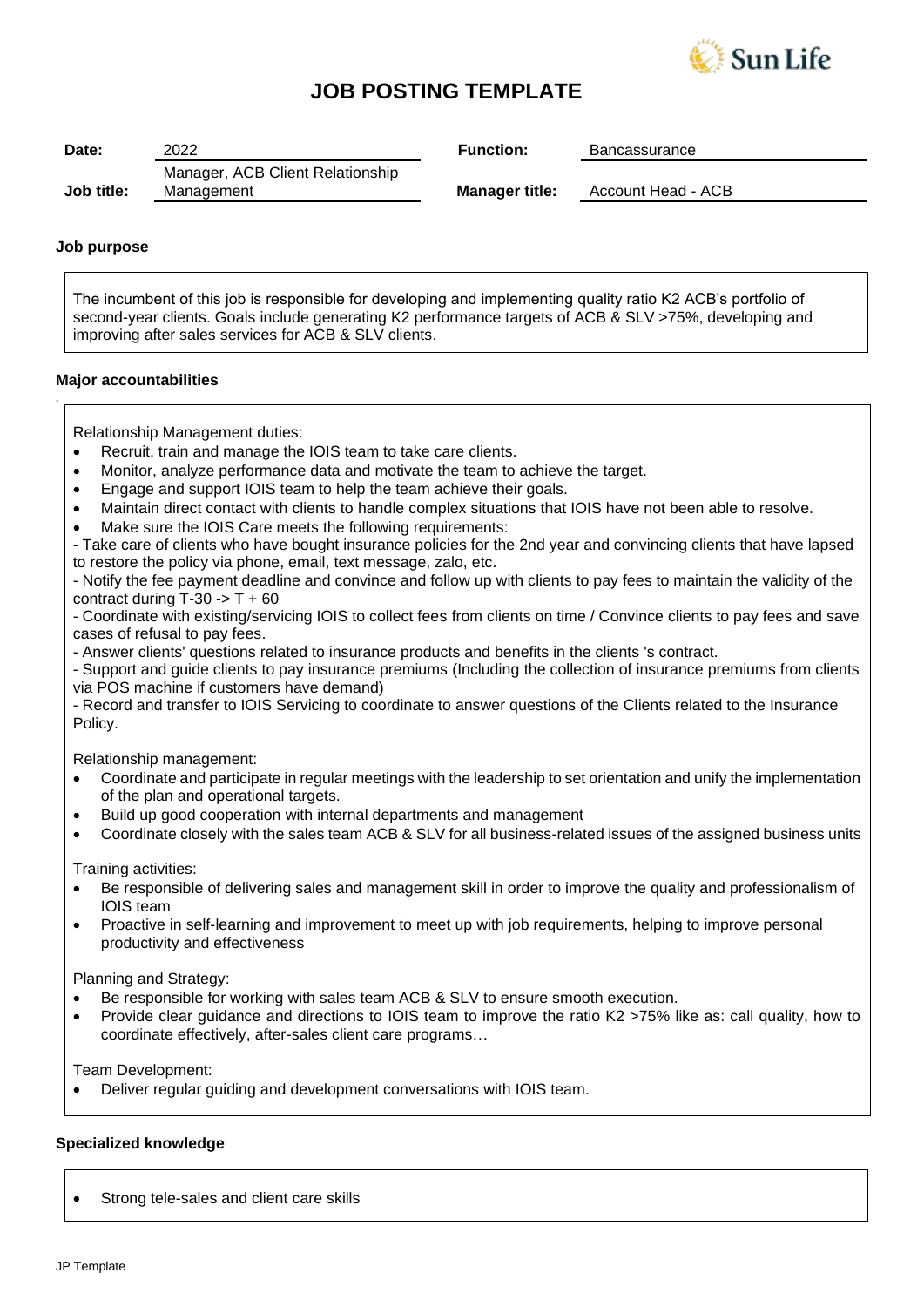# JOB POSTING TEMPLATE

| Date: | 2022 | Function: | Bancassurance |
|---|---|---|---|
| Job title: | Manager, ACB Client Relationship Management | Manager title: | Account Head - ACB |

**Job purpose**

The incumbent of this job is responsible for developing and implementing quality ratio K2 ACB's portfolio of second-year clients. Goals include generating K2 performance targets of ACB & SLV >75%, developing and improving after sales services for ACB & SLV clients.

**Major accountabilities**

Relationship Management duties:

- Recruit, train and manage the IOIS team to take care clients.
- Monitor, analyze performance data and motivate the team to achieve the target.
- Engage and support IOIS team to help the team achieve their goals.
- Maintain direct contact with clients to handle complex situations that IOIS have not been able to resolve.
- Make sure the IOIS Care meets the following requirements:

- Take care of clients who have bought insurance policies for the 2nd year and convincing clients that have lapsed to restore the policy via phone, email, text message, zalo, etc.
- Notify the fee payment deadline and convince and follow up with clients to pay fees to maintain the validity of the contract during T-30 -> T + 60
- Coordinate with existing/servicing IOIS to collect fees from clients on time / Convince clients to pay fees and save cases of refusal to pay fees.
- Answer clients' questions related to insurance products and benefits in the clients 's contract.
- Support and guide clients to pay insurance premiums (Including the collection of insurance premiums from clients via POS machine if customers have demand)
- Record and transfer to IOIS Servicing to coordinate to answer questions of the Clients related to the Insurance Policy.

Relationship management:

- Coordinate and participate in regular meetings with the leadership to set orientation and unify the implementation of the plan and operational targets.
- Build up good cooperation with internal departments and management
- Coordinate closely with the sales team ACB & SLV for all business-related issues of the assigned business units

Training activities:

- Be responsible of delivering sales and management skill in order to improve the quality and professionalism of IOIS team
- Proactive in self-learning and improvement to meet up with job requirements, helping to improve personal productivity and effectiveness

Planning and Strategy:

- Be responsible for working with sales team ACB & SLV to ensure smooth execution.
- Provide clear guidance and directions to IOIS team to improve the ratio K2 >75% like as: call quality, how to coordinate effectively, after-sales client care programs…

Team Development:

- Deliver regular guiding and development conversations with IOIS team.

**Specialized knowledge**

- Strong tele-sales and client care skills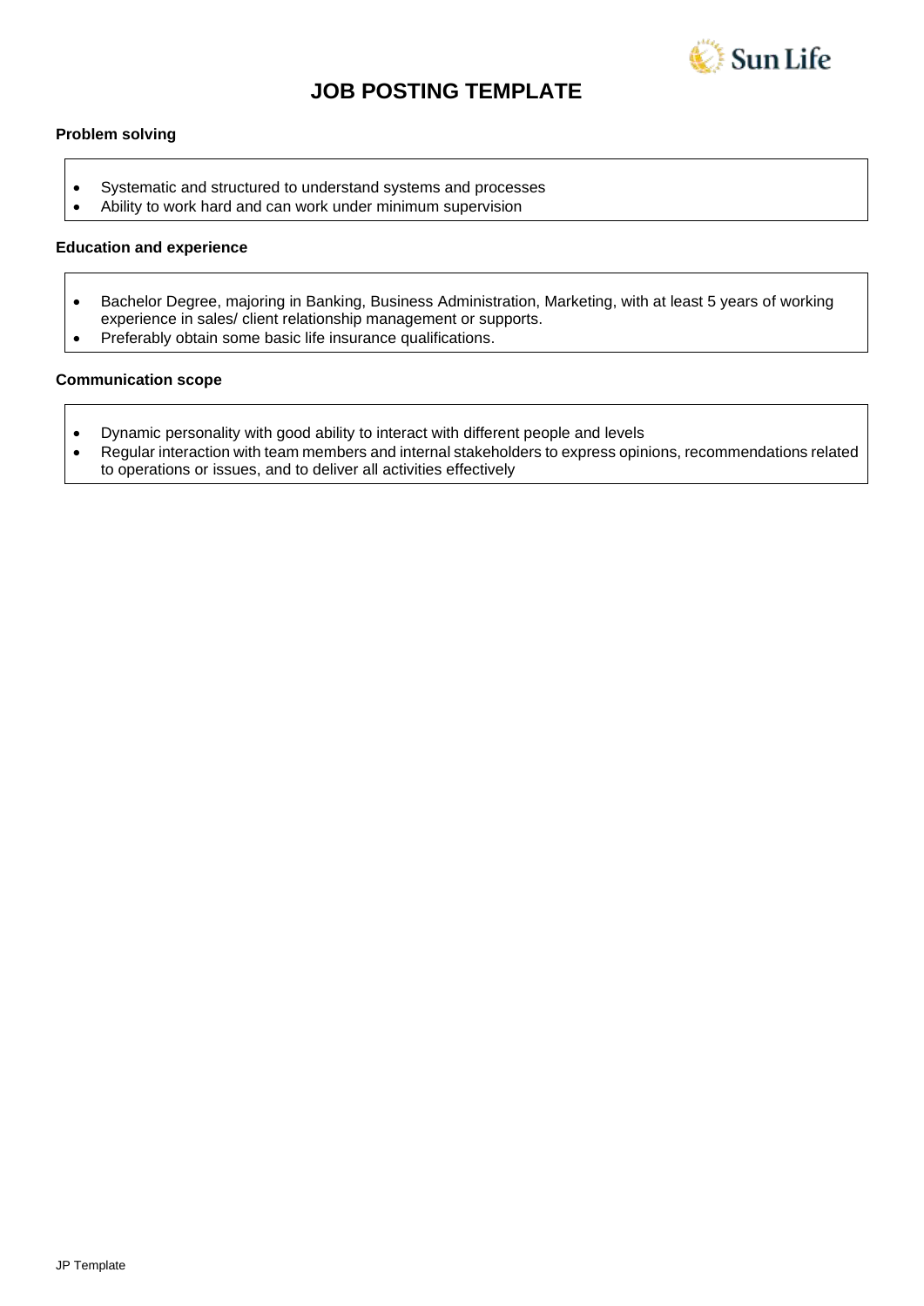# JOB POSTING TEMPLATE

**Problem solving**

- Systematic and structured to understand systems and processes
- Ability to work hard and can work under minimum supervision

**Education and experience**

- Bachelor Degree, majoring in Banking, Business Administration, Marketing, with at least 5 years of working experience in sales/ client relationship management or supports.
- Preferably obtain some basic life insurance qualifications.

**Communication scope**

- Dynamic personality with good ability to interact with different people and levels
- Regular interaction with team members and internal stakeholders to express opinions, recommendations related to operations or issues, and to deliver all activities effectively